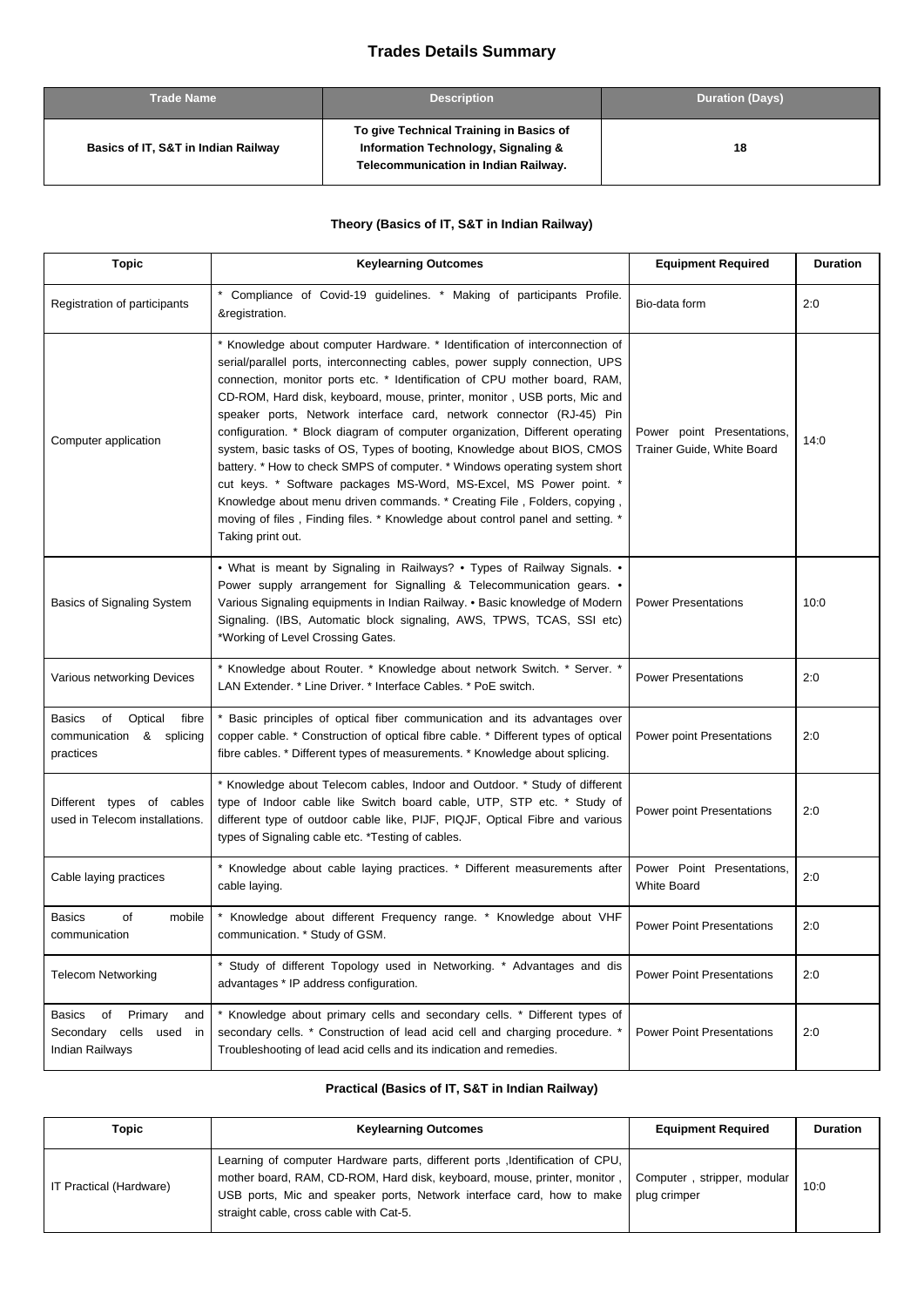# Trades Details Summary

| Trade Name | Description | Duration (Days) |
|---|---|---|
| **Basics of IT, S&T in Indian Railway** | **To give Technical Training in Basics of Information Technology, Signaling & Telecommunication in Indian Railway.** | **18** |

### Theory (Basics of IT, S&T in Indian Railway)

| Topic | Keylearning Outcomes | Equipment Required | Duration |
|---|---|---|---|
| Registration of participants | * Compliance of Covid-19 guidelines. * Making of participants Profile. &registration. | Bio-data form | 2:0 |
| Computer application | * Knowledge about computer Hardware. * Identification of interconnection of serial/parallel ports, interconnecting cables, power supply connection, UPS connection, monitor ports etc. * Identification of CPU mother board, RAM, CD-ROM, Hard disk, keyboard, mouse, printer, monitor , USB ports, Mic and speaker ports, Network interface card, network connector (RJ-45) Pin configuration. * Block diagram of computer organization, Different operating system, basic tasks of OS, Types of booting, Knowledge about BIOS, CMOS battery. * How to check SMPS of computer. * Windows operating system short cut keys. * Software packages MS-Word, MS-Excel, MS Power point. * Knowledge about menu driven commands. * Creating File , Folders, copying , moving of files , Finding files. * Knowledge about control panel and setting. * Taking print out. | Power point Presentations, Trainer Guide, White Board | 14:0 |
| Basics of Signaling System | • What is meant by Signaling in Railways? • Types of Railway Signals. • Power supply arrangement for Signalling & Telecommunication gears. • Various Signaling equipments in Indian Railway. • Basic knowledge of Modern Signaling. (IBS, Automatic block signaling, AWS, TPWS, TCAS, SSI etc) *Working of Level Crossing Gates. | Power Presentations | 10:0 |
| Various networking Devices | * Knowledge about Router. * Knowledge about network Switch. * Server. * LAN Extender. * Line Driver. * Interface Cables. * PoE switch. | Power Presentations | 2:0 |
| Basics of Optical fibre communication & splicing practices | * Basic principles of optical fiber communication and its advantages over copper cable. * Construction of optical fibre cable. * Different types of optical fibre cables. * Different types of measurements. * Knowledge about splicing. | Power point Presentations | 2:0 |
| Different types of cables used in Telecom installations. | * Knowledge about Telecom cables, Indoor and Outdoor. * Study of different type of Indoor cable like Switch board cable, UTP, STP etc. * Study of different type of outdoor cable like, PIJF, PIQJF, Optical Fibre and various types of Signaling cable etc. *Testing of cables. | Power point Presentations | 2:0 |
| Cable laying practices | * Knowledge about cable laying practices. * Different measurements after cable laying. | Power Point Presentations, White Board | 2:0 |
| Basics of mobile communication | * Knowledge about different Frequency range. * Knowledge about VHF communication. * Study of GSM. | Power Point Presentations | 2:0 |
| Telecom Networking | * Study of different Topology used in Networking. * Advantages and dis advantages * IP address configuration. | Power Point Presentations | 2:0 |
| Basics of Primary and Secondary cells used in Indian Railways | * Knowledge about primary cells and secondary cells. * Different types of secondary cells. * Construction of lead acid cell and charging procedure. * Troubleshooting of lead acid cells and its indication and remedies. | Power Point Presentations | 2:0 |

### Practical (Basics of IT, S&T in Indian Railway)

| Topic | Keylearning Outcomes | Equipment Required | Duration |
|---|---|---|---|
| IT Practical (Hardware) | Learning of computer Hardware parts, different ports ,Identification of CPU, mother board, RAM, CD-ROM, Hard disk, keyboard, mouse, printer, monitor , USB ports, Mic and speaker ports, Network interface card, how to make straight cable, cross cable with Cat-5. | Computer , stripper, modular plug crimper | 10:0 |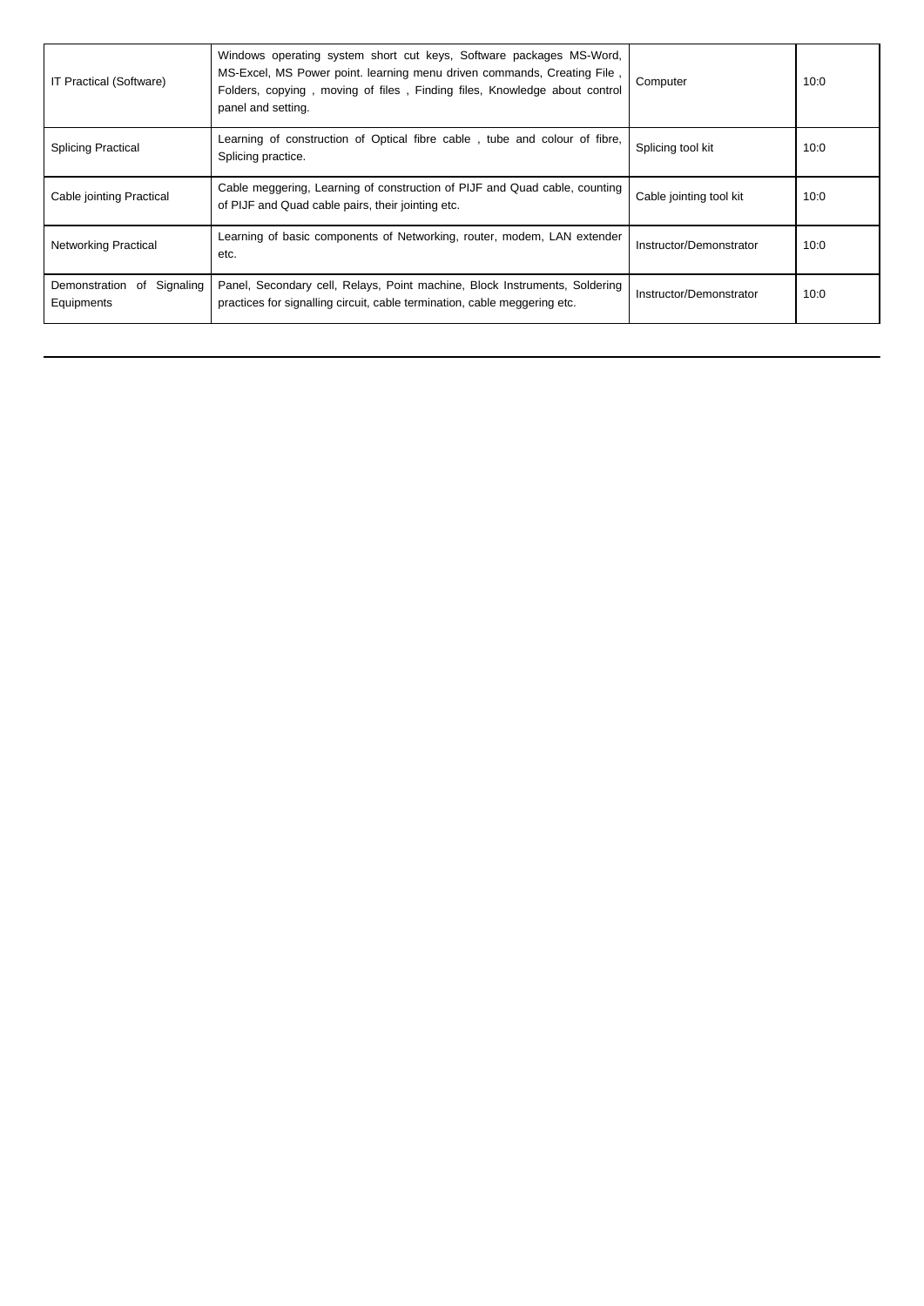| | | | |
|---|---|---|---|
| IT Practical (Software) | Windows operating system short cut keys, Software packages MS-Word, MS-Excel, MS Power point. learning menu driven commands, Creating File , Folders, copying , moving of files , Finding files, Knowledge about control panel and setting. | Computer | 10:0 |
| Splicing Practical | Learning of construction of Optical fibre cable , tube and colour of fibre, Splicing practice. | Splicing tool kit | 10:0 |
| Cable jointing Practical | Cable meggering, Learning of construction of PIJF and Quad cable, counting of PIJF and Quad cable pairs, their jointing etc. | Cable jointing tool kit | 10:0 |
| Networking Practical | Learning of basic components of Networking, router, modem, LAN extender etc. | Instructor/Demonstrator | 10:0 |
| Demonstration of Signaling Equipments | Panel, Secondary cell, Relays, Point machine, Block Instruments, Soldering practices for signalling circuit, cable termination, cable meggering etc. | Instructor/Demonstrator | 10:0 |